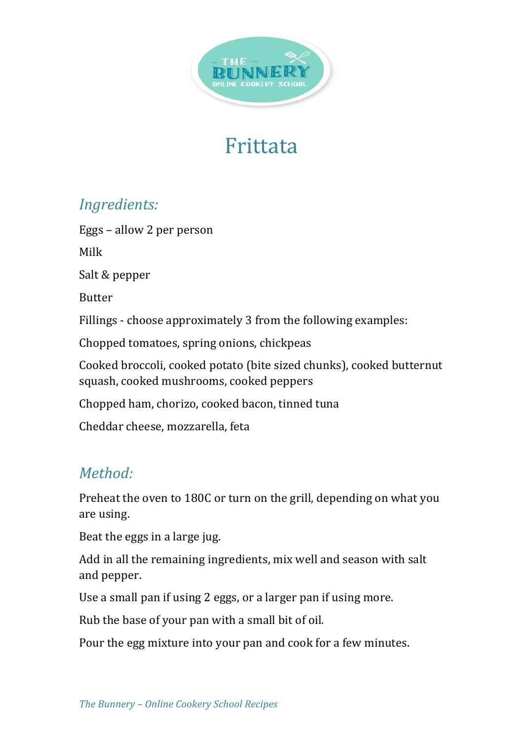# Frittata

## *Ingredients:*

Eggs – allow 2 per person

Milk

Salt & pepper

Butter

Fillings - choose approximately 3 from the following examples:

Chopped tomatoes, spring onions, chickpeas

Cooked broccoli, cooked potato (bite sized chunks), cooked butternut squash, cooked mushrooms, cooked peppers

Chopped ham, chorizo, cooked bacon, tinned tuna

Cheddar cheese, mozzarella, feta

## *Method:*

Preheat the oven to 180C or turn on the grill, depending on what you are using.

Beat the eggs in a large jug.

Add in all the remaining ingredients, mix well and season with salt and pepper.

Use a small pan if using 2 eggs, or a larger pan if using more.

Rub the base of your pan with a small bit of oil.

Pour the egg mixture into your pan and cook for a few minutes.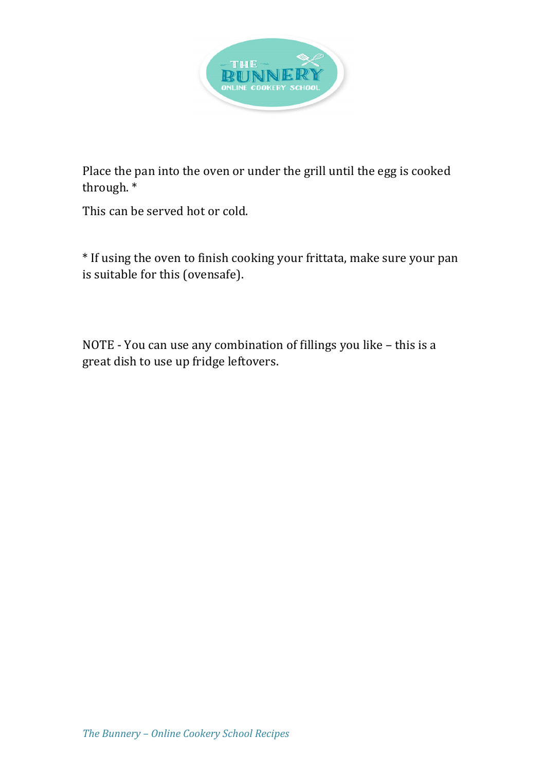Place the pan into the oven or under the grill until the egg is cooked through. *

This can be served hot or cold.

* If using the oven to finish cooking your frittata, make sure your pan is suitable for this (ovensafe).

NOTE - You can use any combination of fillings you like – this is a great dish to use up fridge leftovers.